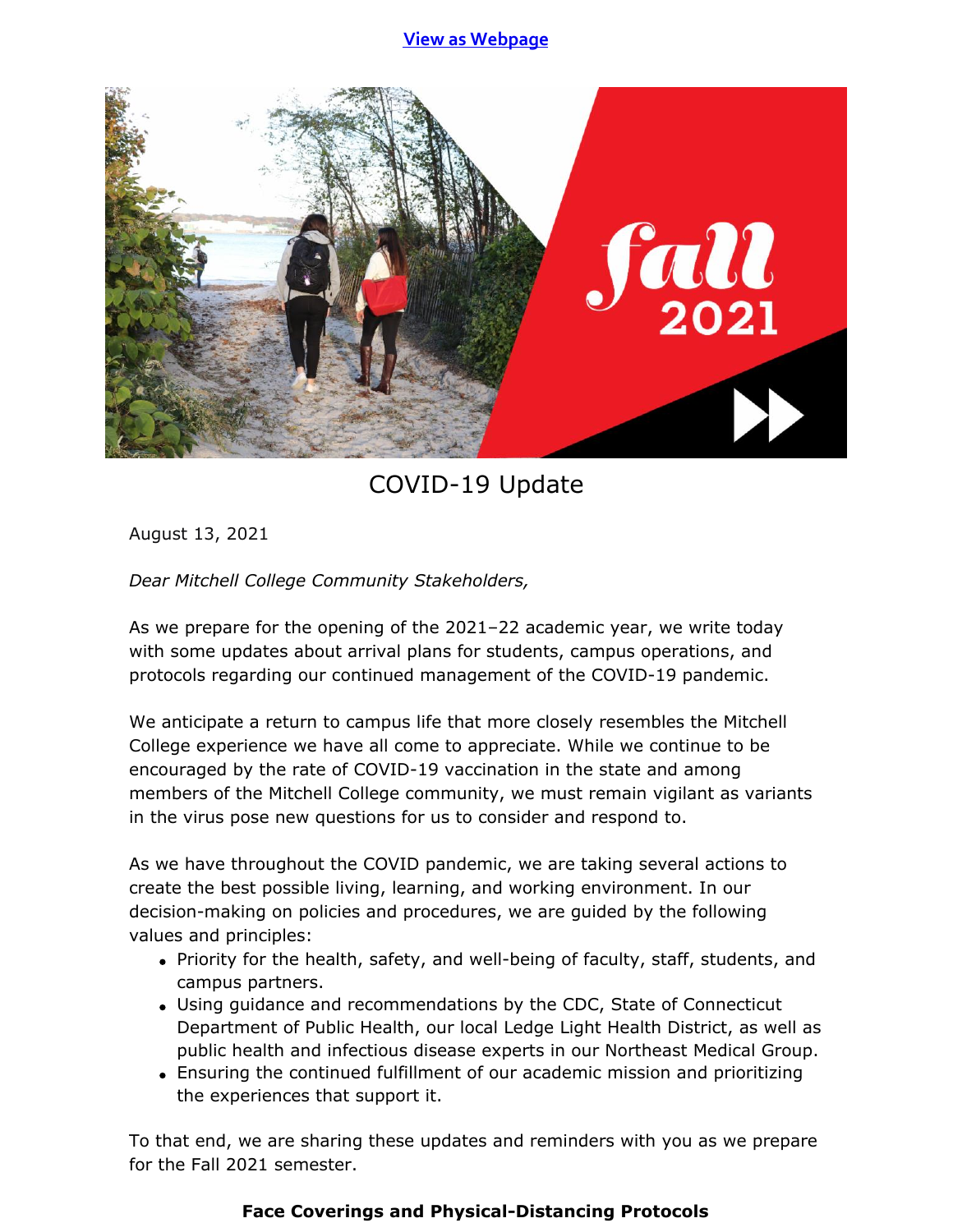[View as Webpage](#)

## COVID-19 Update

August 13, 2021

*Dear Mitchell College Community Stakeholders,*

As we prepare for the opening of the 2021–22 academic year, we write today with some updates about arrival plans for students, campus operations, and protocols regarding our continued management of the COVID-19 pandemic.

We anticipate a return to campus life that more closely resembles the Mitchell College experience we have all come to appreciate. While we continue to be encouraged by the rate of COVID-19 vaccination in the state and among members of the Mitchell College community, we must remain vigilant as variants in the virus pose new questions for us to consider and respond to.

As we have throughout the COVID pandemic, we are taking several actions to create the best possible living, learning, and working environment. In our decision-making on policies and procedures, we are guided by the following values and principles:

- Priority for the health, safety, and well-being of faculty, staff, students, and campus partners.
- Using guidance and recommendations by the CDC, State of Connecticut Department of Public Health, our local Ledge Light Health District, as well as public health and infectious disease experts in our Northeast Medical Group.
- Ensuring the continued fulfillment of our academic mission and prioritizing the experiences that support it.

To that end, we are sharing these updates and reminders with you as we prepare for the Fall 2021 semester.

### Face Coverings and Physical-Distancing Protocols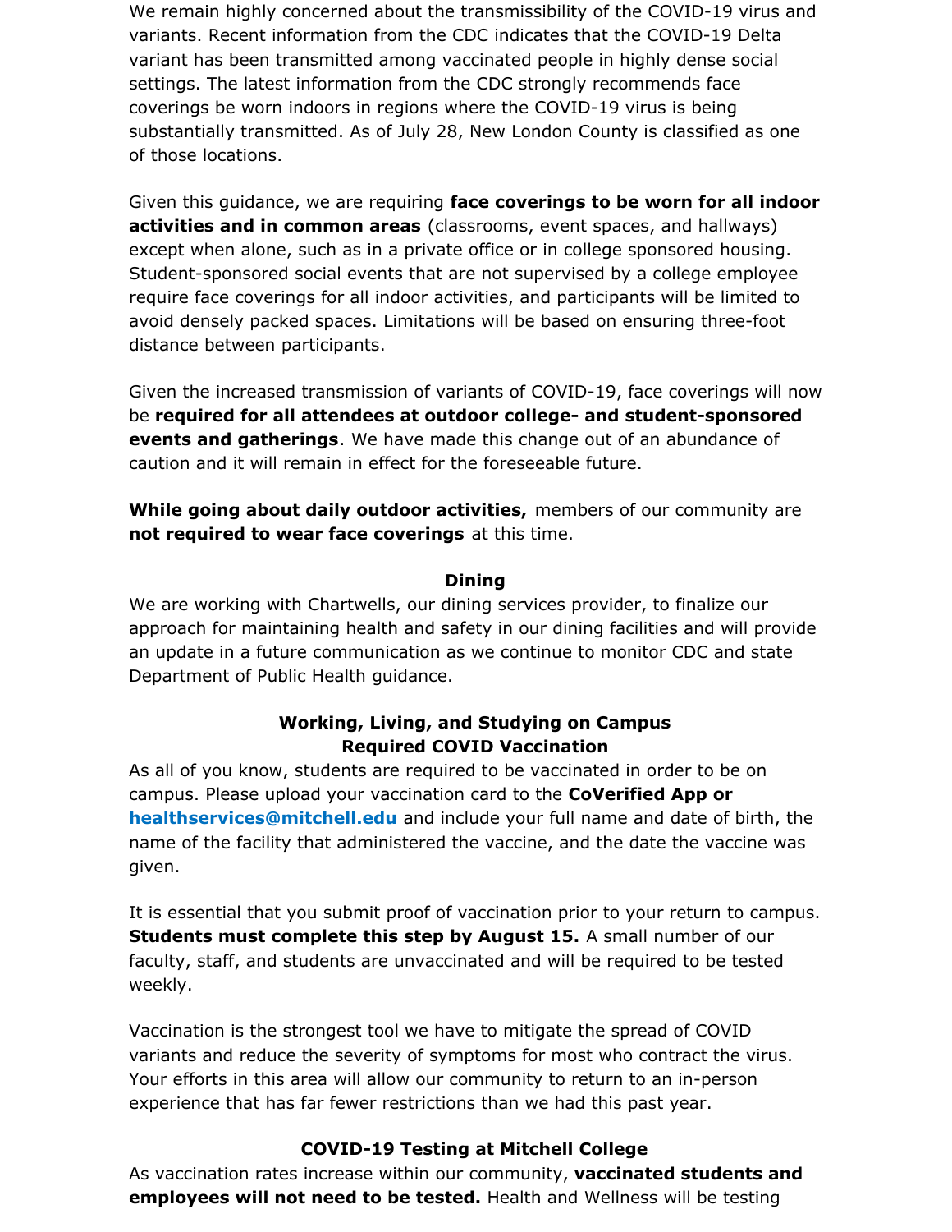We remain highly concerned about the transmissibility of the COVID-19 virus and variants. Recent information from the CDC indicates that the COVID-19 Delta variant has been transmitted among vaccinated people in highly dense social settings. The latest information from the CDC strongly recommends face coverings be worn indoors in regions where the COVID-19 virus is being substantially transmitted. As of July 28, New London County is classified as one of those locations.

Given this guidance, we are requiring **face coverings to be worn for all indoor activities and in common areas** (classrooms, event spaces, and hallways) except when alone, such as in a private office or in college sponsored housing. Student-sponsored social events that are not supervised by a college employee require face coverings for all indoor activities, and participants will be limited to avoid densely packed spaces. Limitations will be based on ensuring three-foot distance between participants.

Given the increased transmission of variants of COVID-19, face coverings will now be **required for all attendees at outdoor college- and student-sponsored events and gatherings**. We have made this change out of an abundance of caution and it will remain in effect for the foreseeable future.

**While going about daily outdoor activities,** members of our community are **not required to wear face coverings** at this time.

**Dining**

We are working with Chartwells, our dining services provider, to finalize our approach for maintaining health and safety in our dining facilities and will provide an update in a future communication as we continue to monitor CDC and state Department of Public Health guidance.

**Working, Living, and Studying on Campus**
**Required COVID Vaccination**

As all of you know, students are required to be vaccinated in order to be on campus. Please upload your vaccination card to the **CoVerified App or healthservices@mitchell.edu** and include your full name and date of birth, the name of the facility that administered the vaccine, and the date the vaccine was given.

It is essential that you submit proof of vaccination prior to your return to campus. **Students must complete this step by August 15.** A small number of our faculty, staff, and students are unvaccinated and will be required to be tested weekly.

Vaccination is the strongest tool we have to mitigate the spread of COVID variants and reduce the severity of symptoms for most who contract the virus. Your efforts in this area will allow our community to return to an in-person experience that has far fewer restrictions than we had this past year.

**COVID-19 Testing at Mitchell College**

As vaccination rates increase within our community, **vaccinated students and employees will not need to be tested.** Health and Wellness will be testing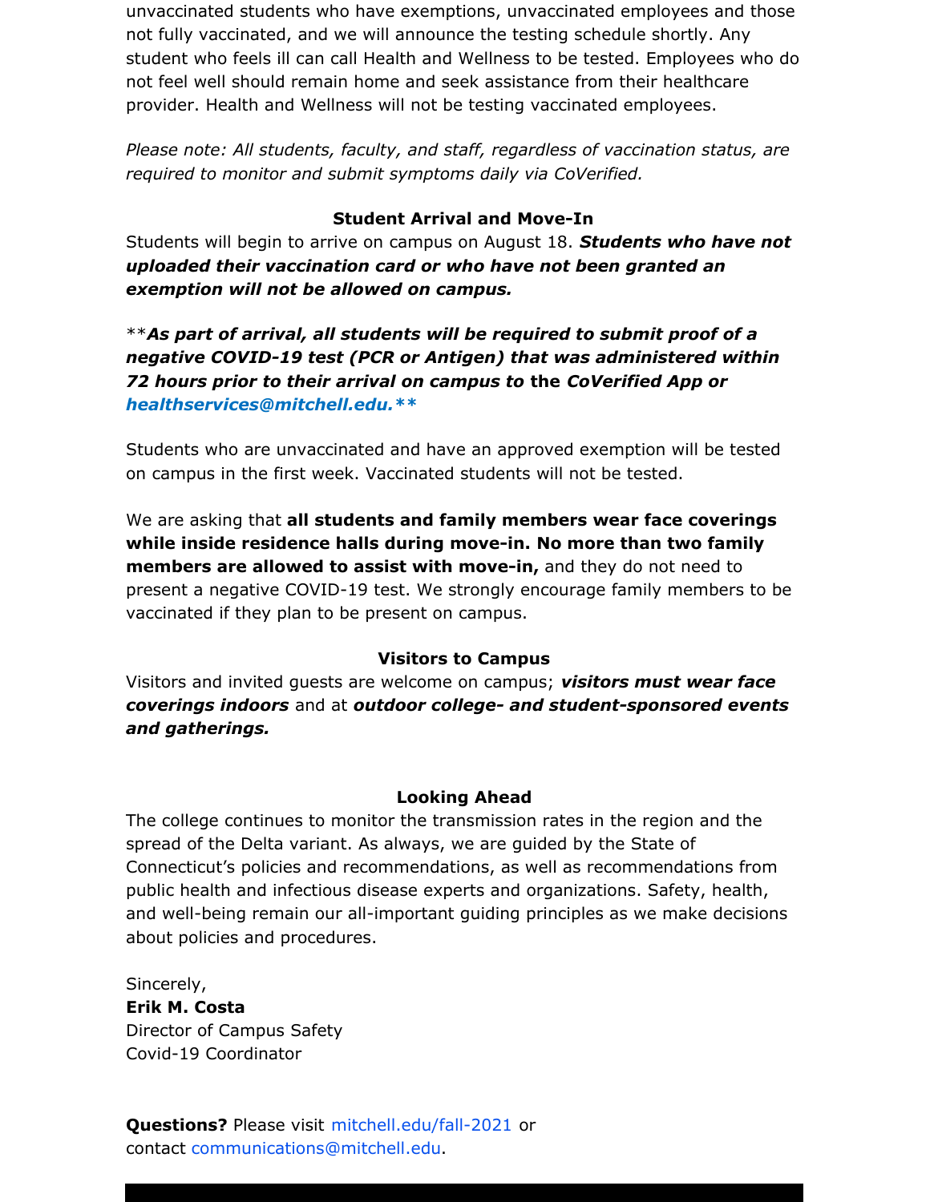unvaccinated students who have exemptions, unvaccinated employees and those not fully vaccinated, and we will announce the testing schedule shortly. Any student who feels ill can call Health and Wellness to be tested. Employees who do not feel well should remain home and seek assistance from their healthcare provider. Health and Wellness will not be testing vaccinated employees.

*Please note: All students, faculty, and staff, regardless of vaccination status, are required to monitor and submit symptoms daily via CoVerified.*

**Student Arrival and Move-In**

Students will begin to arrive on campus on August 18. ***Students who have not uploaded their vaccination card or who have not been granted an exemption will not be allowed on campus.***

\*\****As part of arrival, all students will be required to submit proof of a negative COVID-19 test (PCR or Antigen) that was administered within 72 hours prior to their arrival on campus to*** **the** ***CoVerified App or healthservices@mitchell.edu.\*\****

Students who are unvaccinated and have an approved exemption will be tested on campus in the first week. Vaccinated students will not be tested.

We are asking that **all students and family members wear face coverings while inside residence halls during move-in. No more than two family members are allowed to assist with move-in,** and they do not need to present a negative COVID-19 test. We strongly encourage family members to be vaccinated if they plan to be present on campus.

**Visitors to Campus**

Visitors and invited guests are welcome on campus; ***visitors must wear face coverings indoors*** and at ***outdoor college- and student-sponsored events and gatherings.***

**Looking Ahead**

The college continues to monitor the transmission rates in the region and the spread of the Delta variant. As always, we are guided by the State of Connecticut's policies and recommendations, as well as recommendations from public health and infectious disease experts and organizations. Safety, health, and well-being remain our all-important guiding principles as we make decisions about policies and procedures.

Sincerely,
**Erik M. Costa**
Director of Campus Safety
Covid-19 Coordinator

**Questions?** Please visit mitchell.edu/fall-2021 or contact communications@mitchell.edu.